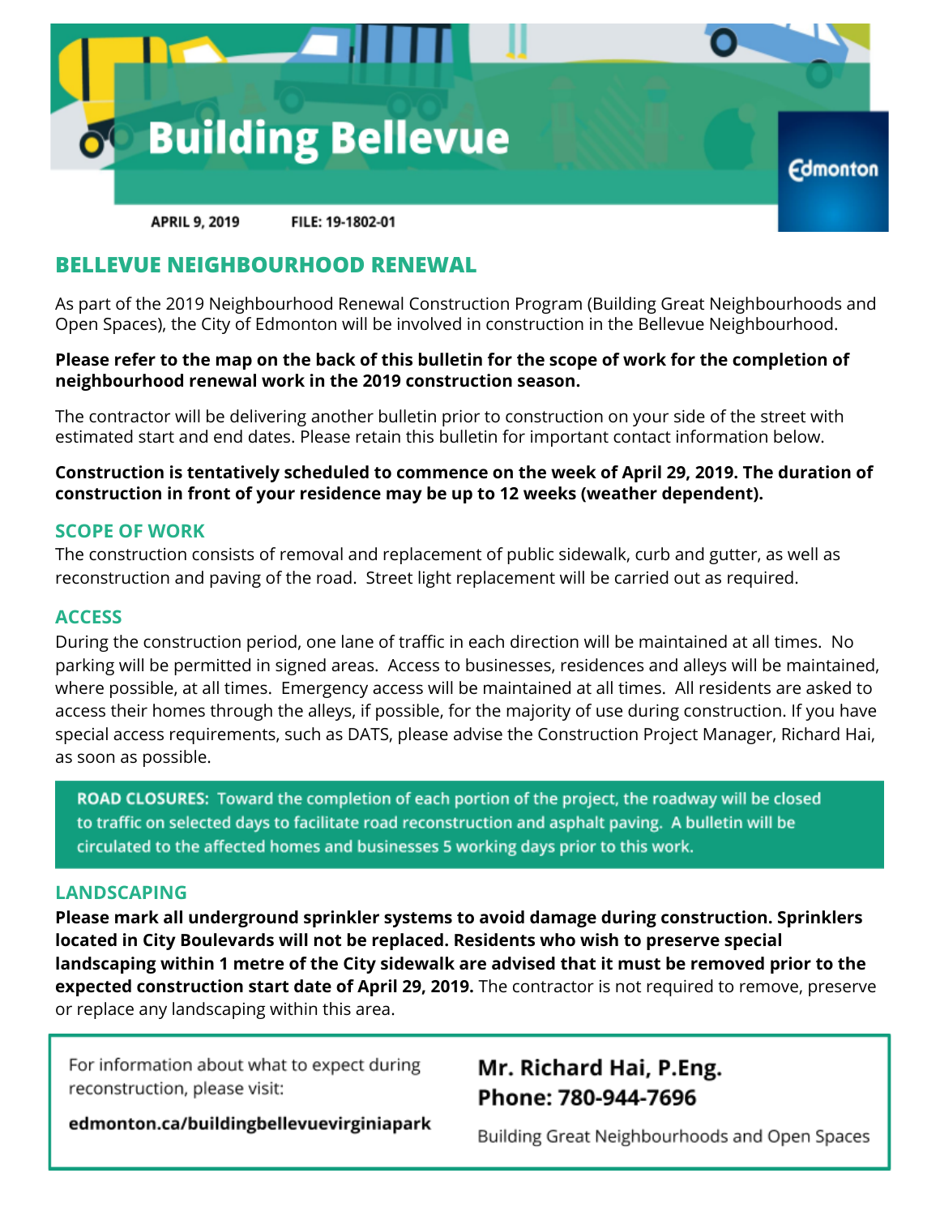# Building Bellevue

Edmonton

APRIL 9, 2019 FILE: 19-1802-01

## BELLEVUE NEIGHBOURHOOD RENEWAL

As part of the 2019 Neighbourhood Renewal Construction Program (Building Great Neighbourhoods and Open Spaces), the City of Edmonton will be involved in construction in the Bellevue Neighbourhood.

**Please refer to the map on the back of this bulletin for the scope of work for the completion of neighbourhood renewal work in the 2019 construction season.**

The contractor will be delivering another bulletin prior to construction on your side of the street with estimated start and end dates. Please retain this bulletin for important contact information below.

**Construction is tentatively scheduled to commence on the week of April 29, 2019. The duration of construction in front of your residence may be up to 12 weeks (weather dependent).**

### SCOPE OF WORK

The construction consists of removal and replacement of public sidewalk, curb and gutter, as well as reconstruction and paving of the road. Street light replacement will be carried out as required.

### ACCESS

During the construction period, one lane of traffic in each direction will be maintained at all times. No parking will be permitted in signed areas. Access to businesses, residences and alleys will be maintained, where possible, at all times. Emergency access will be maintained at all times. All residents are asked to access their homes through the alleys, if possible, for the majority of use during construction. If you have special access requirements, such as DATS, please advise the Construction Project Manager, Richard Hai, as soon as possible.

**ROAD CLOSURES:** Toward the completion of each portion of the project, the roadway will be closed to traffic on selected days to facilitate road reconstruction and asphalt paving. A bulletin will be circulated to the affected homes and businesses 5 working days prior to this work.

### LANDSCAPING

**Please mark all underground sprinkler systems to avoid damage during construction. Sprinklers located in City Boulevards will not be replaced. Residents who wish to preserve special landscaping within 1 metre of the City sidewalk are advised that it must be removed prior to the expected construction start date of April 29, 2019.** The contractor is not required to remove, preserve or replace any landscaping within this area.

For information about what to expect during reconstruction, please visit:

**edmonton.ca/buildingbellevuevirginiapark**

**Mr. Richard Hai, P.Eng.**
**Phone: 780-944-7696**

Building Great Neighbourhoods and Open Spaces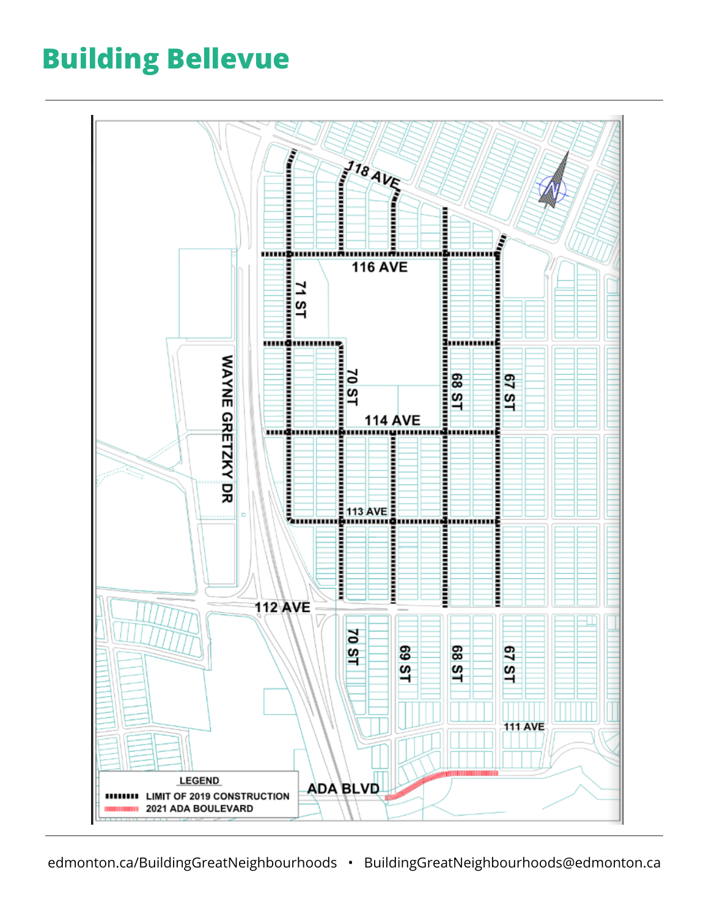# Building Bellevue

118 AVE

116 AVE

71 ST

70 ST

68 ST

67 ST

114 AVE

WAYNE GRETZKY DR

113 AVE

112 AVE

70 ST

69 ST

68 ST

67 ST

111 AVE

ADA BLVD

LEGEND

LIMIT OF 2019 CONSTRUCTION

2021 ADA BOULEVARD

edmonton.ca/BuildingGreatNeighbourhoods • BuildingGreatNeighbourhoods@edmonton.ca